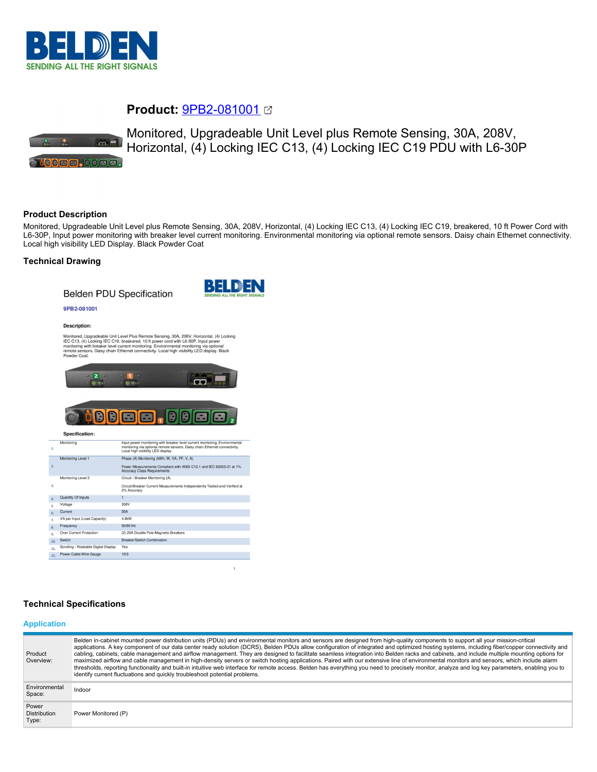# Product: 9PB2-081001

Monitored, Upgradeable Unit Level plus Remote Sensing, 30A, 208V, Horizontal, (4) Locking IEC C13, (4) Locking IEC C19 PDU with L6-30P

## Product Description

Monitored, Upgradeable Unit Level plus Remote Sensing, 30A, 208V, Horizontal, (4) Locking IEC C13, (4) Locking IEC C19, breakered, 10 ft Power Cord with L6-30P, Input power monitoring with breaker level current monitoring. Environmental monitoring via optional remote sensors. Daisy chain Ethernet connectivity. Local high visibility LED Display. Black Powder Coat

## Technical Drawing

Belden PDU Specification

9PB2-081001

**Description:**

Monitored, Upgradeable Unit Level Plus Remote Sensing, 30A, 208V, Horizontal, (4) Locking IEC C13, (4) Locking IEC C19, breakered, 10 ft power cord with L6-30P, Input power monitoring with breaker level current monitoring. Environmental monitoring via optional remote sensors. Daisy chain Ethernet connectivity. Local high visibility LED display. Black Powder Coat.

**Specification:**

| | | |
|---|---|---|
| 1. | Monitoring | Input power monitoring with breaker level current monitoring. Environmental monitoring via optional remote sensors. Daisy chain Ethernet connectivity. Local high visibility LED display. |
| 2. | Monitoring Level 1 | Phase (A) Monitoring (kWh, W, VA, PF, V, A) Power Measurements Compliant with ANSI C12.1 and IEC 62053-21 at 1% Accuracy Class Requirements |
| 3. | Monitoring Level 2 | Circuit / Breaker Monitoring (A) Circuit/Breaker Current Measurements Independently Tested and Verified at 2% Accuracy |
| 4. | Quantity Of Inputs | 1 |
| 5. | Voltage | 208V |
| 6. | Current | 30A |
| 7. | VA per Input (Load Capacity) | 4.9kW |
| 8. | Frequency | 50/60 Hz |
| 9. | Over Current Protection | (2) 20A Double Pole Magnetic Breakers |
| 10. | Switch | Breaker/Switch Combination |
| 11. | Scrolling / Rotatable Digital Display | Yes |
| 12. | Power Cable Wire Gauge | 10/3 |

## Technical Specifications

### Application

| | |
|---|---|
| Product Overview: | Belden in-cabinet mounted power distribution units (PDUs) and environmental monitors and sensors are designed from high-quality components to support all your mission-critical applications. A key component of our data center ready solution (DCRS), Belden PDUs allow configuration of integrated and optimized hosting systems, including fiber/copper connectivity and cabling, cabinets, cable management and airflow management. They are designed to facilitate seamless integration into Belden racks and cabinets, and include multiple mounting options for maximized airflow and cable management in high-density servers or switch hosting applications. Paired with our extensive line of environmental monitors and sensors, which include alarm thresholds, reporting functionality and built-in intuitive web interface for remote access. Belden has everything you need to precisely monitor, analyze and log key parameters, enabling you to identify current fluctuations and quickly troubleshoot potential problems. |
| Environmental Space: | Indoor |
| Power Distribution Type: | Power Monitored (P) |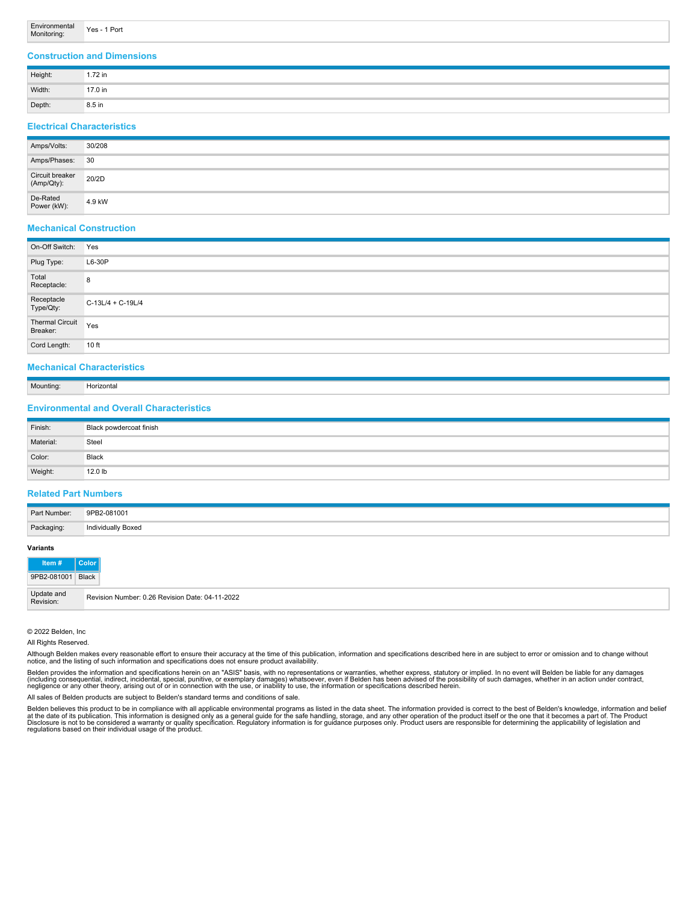| | |
|---|---|
| Environmental Monitoring: | Yes - 1 Port |

## Construction and Dimensions

| | |
|---|---|
| Height: | 1.72 in |
| Width: | 17.0 in |
| Depth: | 8.5 in |

## Electrical Characteristics

| | |
|---|---|
| Amps/Volts: | 30/208 |
| Amps/Phases: | 30 |
| Circuit breaker (Amp/Qty): | 20/2D |
| De-Rated Power (kW): | 4.9 kW |

## Mechanical Construction

| | |
|---|---|
| On-Off Switch: | Yes |
| Plug Type: | L6-30P |
| Total Receptacle: | 8 |
| Receptacle Type/Qty: | C-13L/4 + C-19L/4 |
| Thermal Circuit Breaker: | Yes |
| Cord Length: | 10 ft |

## Mechanical Characteristics

| | |
|---|---|
| Mounting: | Horizontal |

## Environmental and Overall Characteristics

| | |
|---|---|
| Finish: | Black powdercoat finish |
| Material: | Steel |
| Color: | Black |
| Weight: | 12.0 lb |

## Related Part Numbers

| | |
|---|---|
| Part Number: | 9PB2-081001 |
| Packaging: | Individually Boxed |

**Variants**

| Item # | Color |
|---|---|
| 9PB2-081001 | Black |

| | |
|---|---|
| Update and Revision: | Revision Number: 0.26 Revision Date: 04-11-2022 |

© 2022 Belden, Inc

All Rights Reserved.

Although Belden makes every reasonable effort to ensure their accuracy at the time of this publication, information and specifications described here in are subject to error or omission and to change without notice, and the listing of such information and specifications does not ensure product availability.

Belden provides the information and specifications herein on an "ASIS" basis, with no representations or warranties, whether express, statutory or implied. In no event will Belden be liable for any damages (including consequential, indirect, incidental, special, punitive, or exemplary damages) whatsoever, even if Belden has been advised of the possibility of such damages, whether in an action under contract, negligence or any other theory, arising out of or in connection with the use, or inability to use, the information or specifications described herein.

All sales of Belden products are subject to Belden's standard terms and conditions of sale.

Belden believes this product to be in compliance with all applicable environmental programs as listed in the data sheet. The information provided is correct to the best of Belden's knowledge, information and belief at the date of its publication. This information is designed only as a general guide for the safe handling, storage, and any other operation of the product itself or the one that it becomes a part of. The Product Disclosure is not to be considered a warranty or quality specification. Regulatory information is for guidance purposes only. Product users are responsible for determining the applicability of legislation and regulations based on their individual usage of the product.